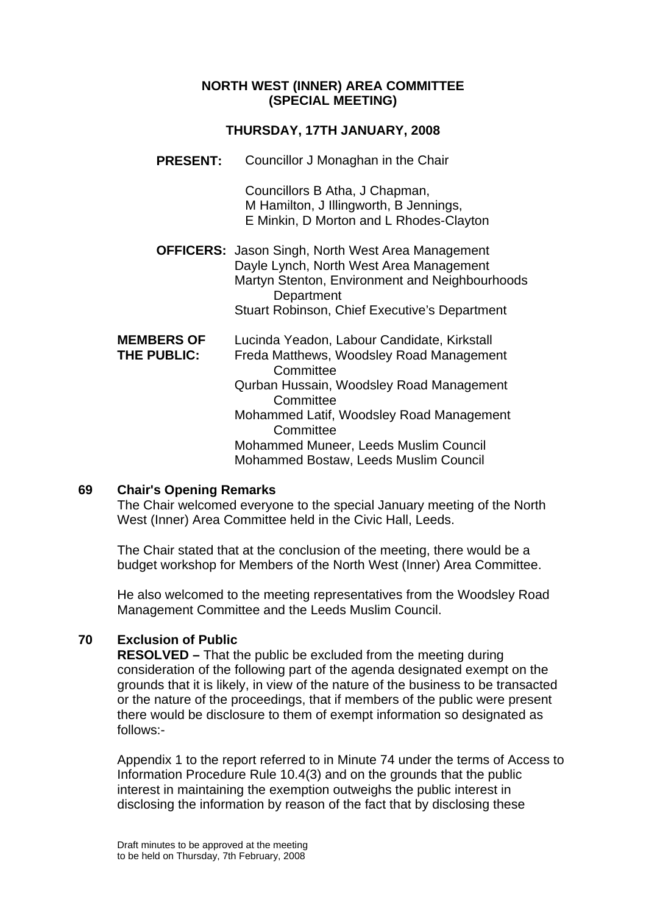# NORTH WEST (INNER) AREA COMMITTEE (SPECIAL MEETING)

## THURSDAY, 17TH JANUARY, 2008

**PRESENT:** Councillor J Monaghan in the Chair

Councillors B Atha, J Chapman, M Hamilton, J Illingworth, B Jennings, E Minkin, D Morton and L Rhodes-Clayton

**OFFICERS:** Jason Singh, North West Area Management
Dayle Lynch, North West Area Management
Martyn Stenton, Environment and Neighbourhoods Department
Stuart Robinson, Chief Executive's Department

**MEMBERS OF THE PUBLIC:** Lucinda Yeadon, Labour Candidate, Kirkstall
Freda Matthews, Woodsley Road Management Committee
Qurban Hussain, Woodsley Road Management Committee
Mohammed Latif, Woodsley Road Management Committee
Mohammed Muneer, Leeds Muslim Council
Mohammed Bostaw, Leeds Muslim Council

**69 Chair's Opening Remarks**

The Chair welcomed everyone to the special January meeting of the North West (Inner) Area Committee held in the Civic Hall, Leeds.

The Chair stated that at the conclusion of the meeting, there would be a budget workshop for Members of the North West (Inner) Area Committee.

He also welcomed to the meeting representatives from the Woodsley Road Management Committee and the Leeds Muslim Council.

**70 Exclusion of Public**

**RESOLVED –** That the public be excluded from the meeting during consideration of the following part of the agenda designated exempt on the grounds that it is likely, in view of the nature of the business to be transacted or the nature of the proceedings, that if members of the public were present there would be disclosure to them of exempt information so designated as follows:-

Appendix 1 to the report referred to in Minute 74 under the terms of Access to Information Procedure Rule 10.4(3) and on the grounds that the public interest in maintaining the exemption outweighs the public interest in disclosing the information by reason of the fact that by disclosing these

Draft minutes to be approved at the meeting to be held on Thursday, 7th February, 2008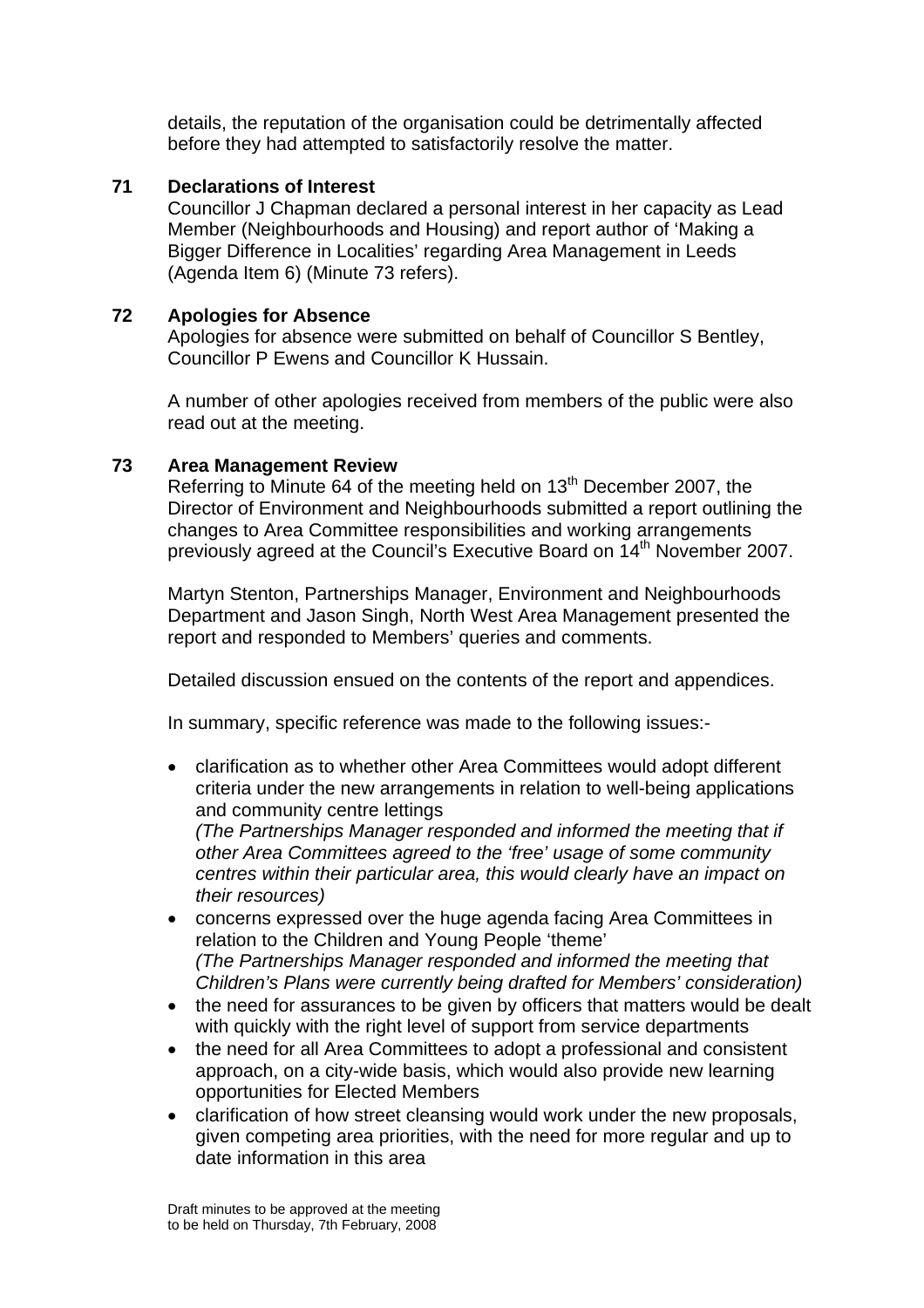details, the reputation of the organisation could be detrimentally affected before they had attempted to satisfactorily resolve the matter.

**71 Declarations of Interest**

Councillor J Chapman declared a personal interest in her capacity as Lead Member (Neighbourhoods and Housing) and report author of 'Making a Bigger Difference in Localities' regarding Area Management in Leeds (Agenda Item 6) (Minute 73 refers).

**72 Apologies for Absence**

Apologies for absence were submitted on behalf of Councillor S Bentley, Councillor P Ewens and Councillor K Hussain.

A number of other apologies received from members of the public were also read out at the meeting.

**73 Area Management Review**

Referring to Minute 64 of the meeting held on 13th December 2007, the Director of Environment and Neighbourhoods submitted a report outlining the changes to Area Committee responsibilities and working arrangements previously agreed at the Council's Executive Board on 14th November 2007.

Martyn Stenton, Partnerships Manager, Environment and Neighbourhoods Department and Jason Singh, North West Area Management presented the report and responded to Members' queries and comments.

Detailed discussion ensued on the contents of the report and appendices.

In summary, specific reference was made to the following issues:-

- clarification as to whether other Area Committees would adopt different criteria under the new arrangements in relation to well-being applications and community centre lettings
  *(The Partnerships Manager responded and informed the meeting that if other Area Committees agreed to the 'free' usage of some community centres within their particular area, this would clearly have an impact on their resources)*
- concerns expressed over the huge agenda facing Area Committees in relation to the Children and Young People 'theme'
  *(The Partnerships Manager responded and informed the meeting that Children's Plans were currently being drafted for Members' consideration)*
- the need for assurances to be given by officers that matters would be dealt with quickly with the right level of support from service departments
- the need for all Area Committees to adopt a professional and consistent approach, on a city-wide basis, which would also provide new learning opportunities for Elected Members
- clarification of how street cleansing would work under the new proposals, given competing area priorities, with the need for more regular and up to date information in this area

Draft minutes to be approved at the meeting to be held on Thursday, 7th February, 2008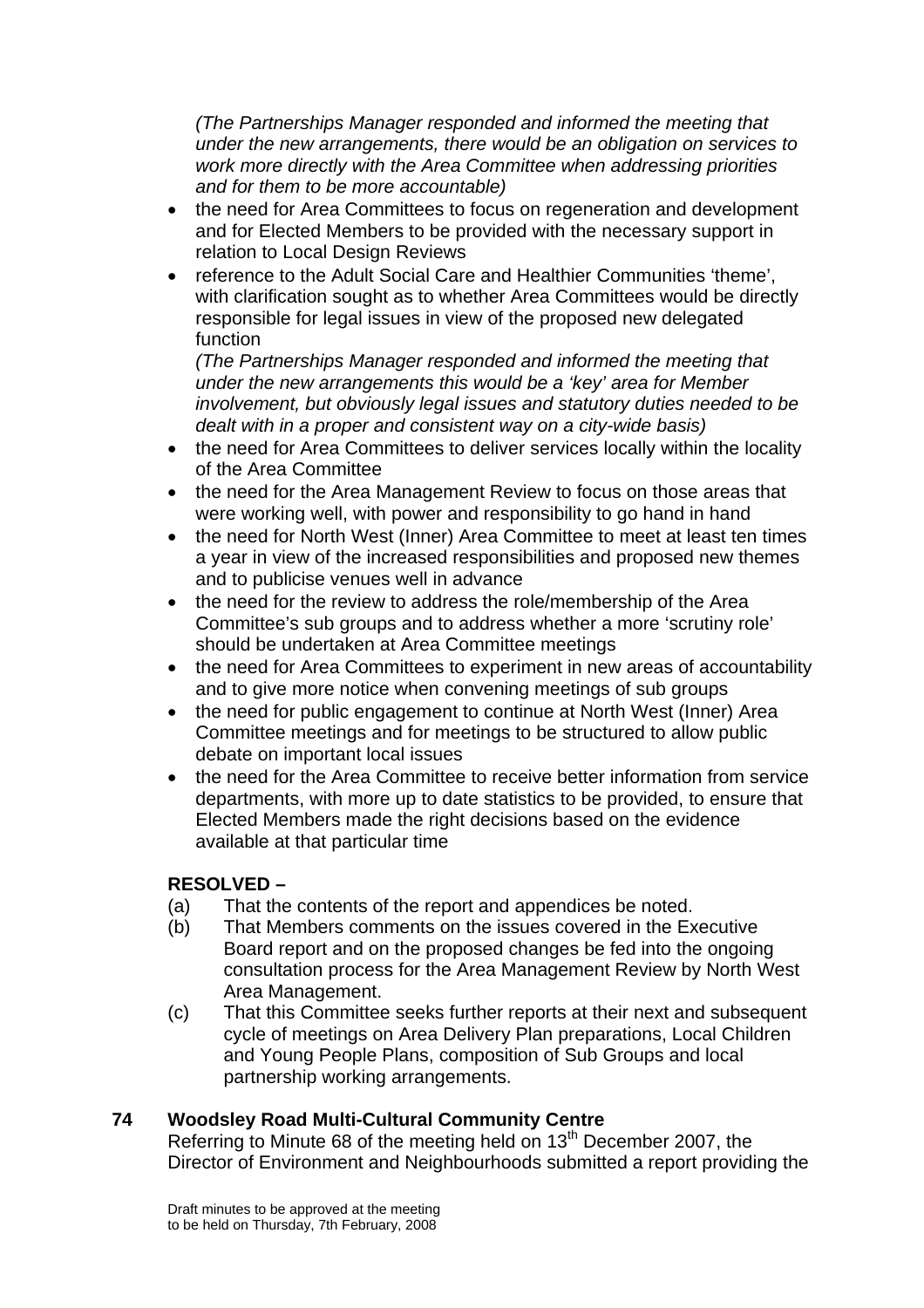*(The Partnerships Manager responded and informed the meeting that under the new arrangements, there would be an obligation on services to work more directly with the Area Committee when addressing priorities and for them to be more accountable)*

- the need for Area Committees to focus on regeneration and development and for Elected Members to be provided with the necessary support in relation to Local Design Reviews
- reference to the Adult Social Care and Healthier Communities 'theme', with clarification sought as to whether Area Committees would be directly responsible for legal issues in view of the proposed new delegated function

  *(The Partnerships Manager responded and informed the meeting that under the new arrangements this would be a 'key' area for Member involvement, but obviously legal issues and statutory duties needed to be dealt with in a proper and consistent way on a city-wide basis)*
- the need for Area Committees to deliver services locally within the locality of the Area Committee
- the need for the Area Management Review to focus on those areas that were working well, with power and responsibility to go hand in hand
- the need for North West (Inner) Area Committee to meet at least ten times a year in view of the increased responsibilities and proposed new themes and to publicise venues well in advance
- the need for the review to address the role/membership of the Area Committee's sub groups and to address whether a more 'scrutiny role' should be undertaken at Area Committee meetings
- the need for Area Committees to experiment in new areas of accountability and to give more notice when convening meetings of sub groups
- the need for public engagement to continue at North West (Inner) Area Committee meetings and for meetings to be structured to allow public debate on important local issues
- the need for the Area Committee to receive better information from service departments, with more up to date statistics to be provided, to ensure that Elected Members made the right decisions based on the evidence available at that particular time

**RESOLVED –**

(a) That the contents of the report and appendices be noted.

(b) That Members comments on the issues covered in the Executive Board report and on the proposed changes be fed into the ongoing consultation process for the Area Management Review by North West Area Management.

(c) That this Committee seeks further reports at their next and subsequent cycle of meetings on Area Delivery Plan preparations, Local Children and Young People Plans, composition of Sub Groups and local partnership working arrangements.

## 74 Woodsley Road Multi-Cultural Community Centre

Referring to Minute 68 of the meeting held on 13th December 2007, the Director of Environment and Neighbourhoods submitted a report providing the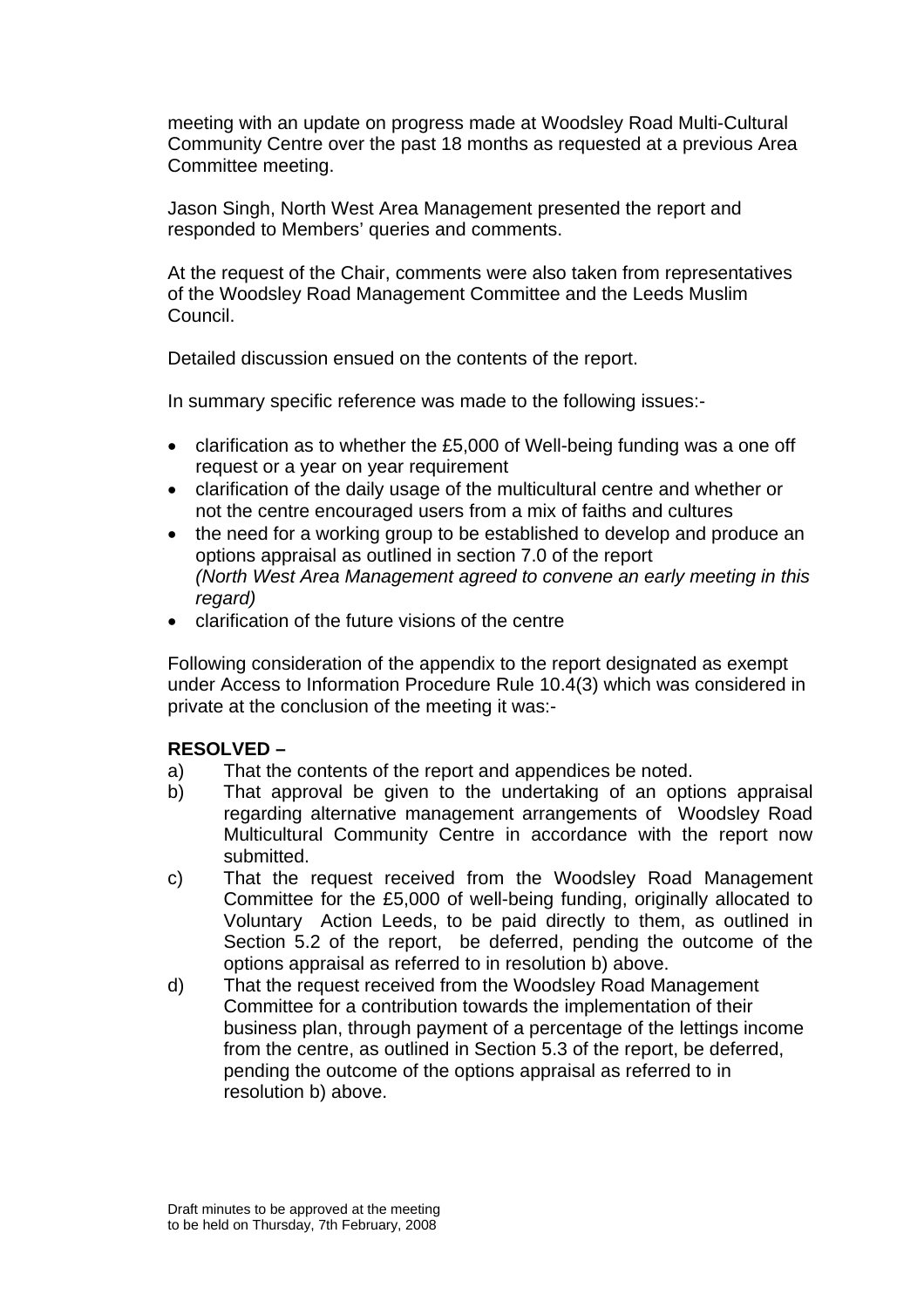meeting with an update on progress made at Woodsley Road Multi-Cultural Community Centre over the past 18 months as requested at a previous Area Committee meeting.

Jason Singh, North West Area Management presented the report and responded to Members' queries and comments.

At the request of the Chair, comments were also taken from representatives of the Woodsley Road Management Committee and the Leeds Muslim Council.

Detailed discussion ensued on the contents of the report.

In summary specific reference was made to the following issues:-

- clarification as to whether the £5,000 of Well-being funding was a one off request or a year on year requirement
- clarification of the daily usage of the multicultural centre and whether or not the centre encouraged users from a mix of faiths and cultures
- the need for a working group to be established to develop and produce an options appraisal as outlined in section 7.0 of the report
  *(North West Area Management agreed to convene an early meeting in this regard)*
- clarification of the future visions of the centre

Following consideration of the appendix to the report designated as exempt under Access to Information Procedure Rule 10.4(3) which was considered in private at the conclusion of the meeting it was:-

**RESOLVED –**

a) That the contents of the report and appendices be noted.

b) That approval be given to the undertaking of an options appraisal regarding alternative management arrangements of Woodsley Road Multicultural Community Centre in accordance with the report now submitted.

c) That the request received from the Woodsley Road Management Committee for the £5,000 of well-being funding, originally allocated to Voluntary Action Leeds, to be paid directly to them, as outlined in Section 5.2 of the report, be deferred, pending the outcome of the options appraisal as referred to in resolution b) above.

d) That the request received from the Woodsley Road Management Committee for a contribution towards the implementation of their business plan, through payment of a percentage of the lettings income from the centre, as outlined in Section 5.3 of the report, be deferred, pending the outcome of the options appraisal as referred to in resolution b) above.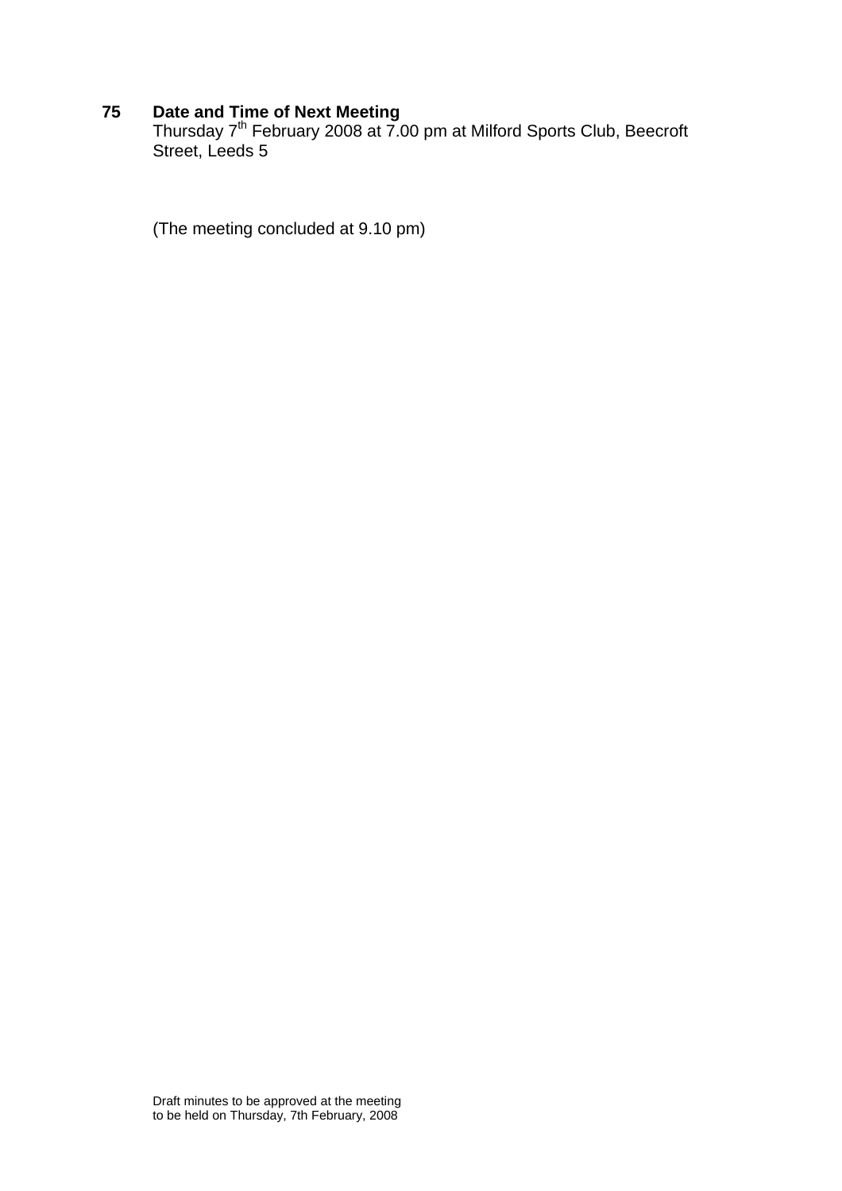**75 Date and Time of Next Meeting**

Thursday 7th February 2008 at 7.00 pm at Milford Sports Club, Beecroft Street, Leeds 5

(The meeting concluded at 9.10 pm)

Draft minutes to be approved at the meeting to be held on Thursday, 7th February, 2008